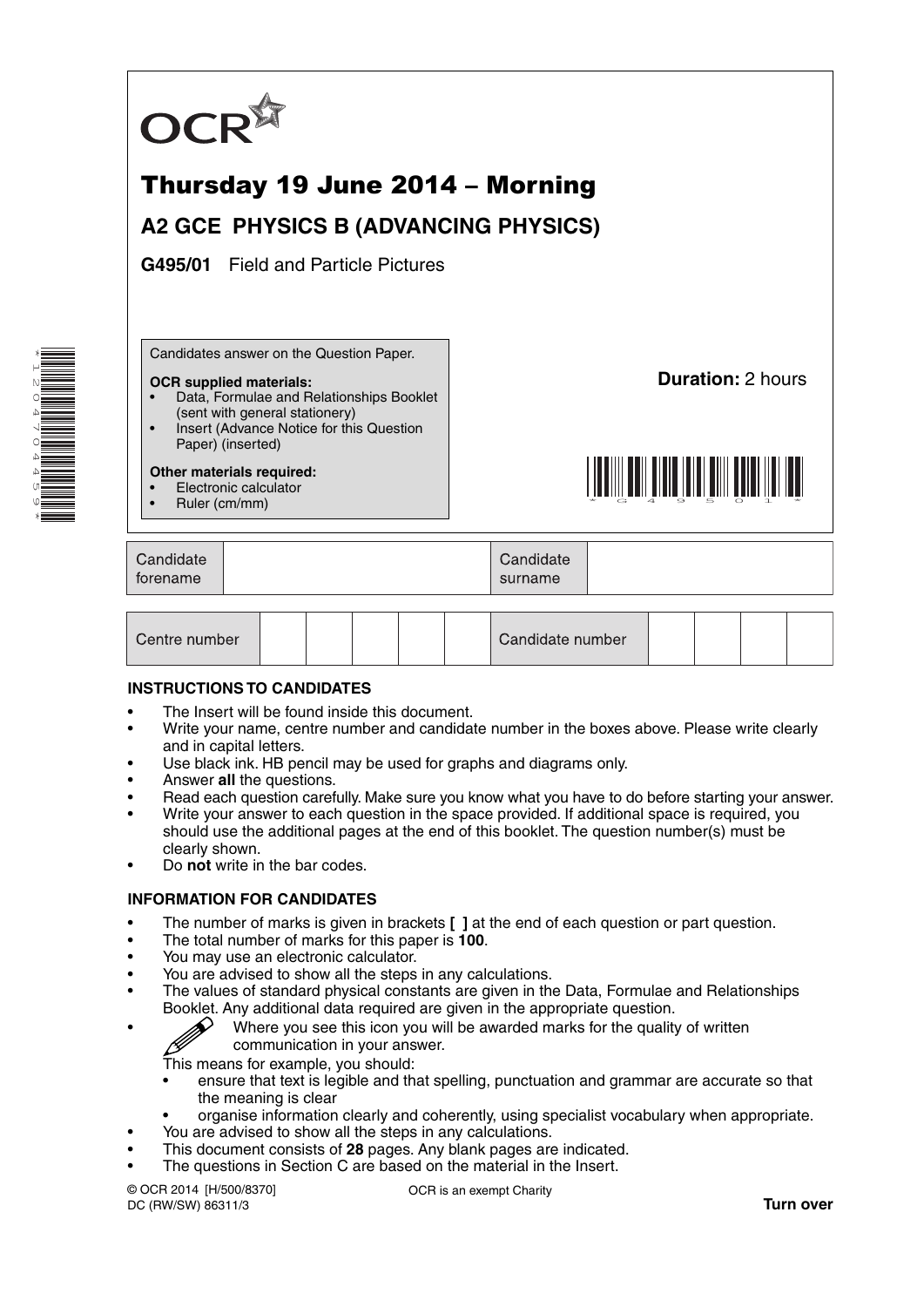OCR

# Thursday 19 June 2014 – Morning

## A2 GCE PHYSICS B (ADVANCING PHYSICS)

**G495/01** Field and Particle Pictures

Candidates answer on the Question Paper.

**OCR supplied materials:**
- Data, Formulae and Relationships Booklet (sent with general stationery)
- Insert (Advance Notice for this Question Paper) (inserted)

**Other materials required:**
- Electronic calculator
- Ruler (cm/mm)

**Duration:** 2 hours

| Candidate forename | | Candidate surname | |
|---|---|---|---|

| Centre number | | | | | | Candidate number | | | | |
|---|---|---|---|---|---|---|---|---|---|---|

**INSTRUCTIONS TO CANDIDATES**

- The Insert will be found inside this document.
- Write your name, centre number and candidate number in the boxes above. Please write clearly and in capital letters.
- Use black ink. HB pencil may be used for graphs and diagrams only.
- Answer **all** the questions.
- Read each question carefully. Make sure you know what you have to do before starting your answer.
- Write your answer to each question in the space provided. If additional space is required, you should use the additional pages at the end of this booklet. The question number(s) must be clearly shown.
- Do **not** write in the bar codes.

**INFORMATION FOR CANDIDATES**

- The number of marks is given in brackets **[ ]** at the end of each question or part question.
- The total number of marks for this paper is **100**.
- You may use an electronic calculator.
- You are advised to show all the steps in any calculations.
- The values of standard physical constants are given in the Data, Formulae and Relationships Booklet. Any additional data required are given in the appropriate question.
- Where you see this icon you will be awarded marks for the quality of written communication in your answer.

  This means for example, you should:
  - ensure that text is legible and that spelling, punctuation and grammar are accurate so that the meaning is clear
  - organise information clearly and coherently, using specialist vocabulary when appropriate.
- You are advised to show all the steps in any calculations.
- This document consists of **28** pages. Any blank pages are indicated.
- The questions in Section C are based on the material in the Insert.

© OCR 2014 [H/500/8370]
DC (RW/SW) 86311/3

OCR is an exempt Charity

**Turn over**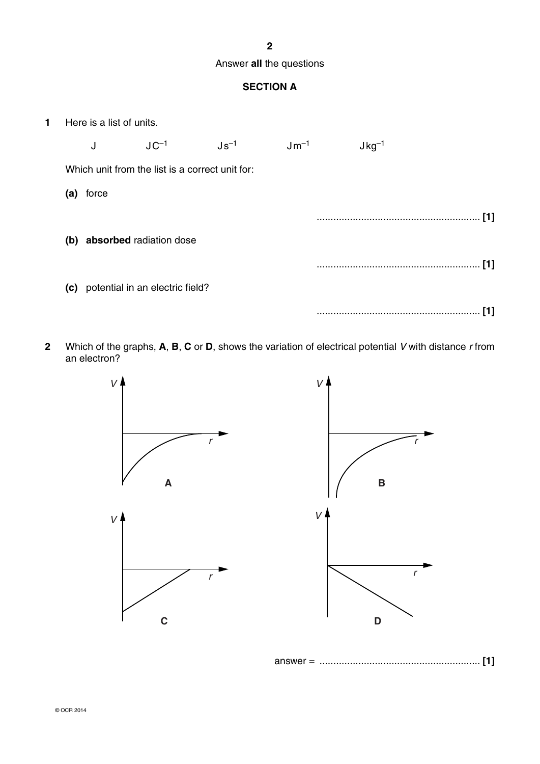Answer **all** the questions

## SECTION A

**1** Here is a list of units.

J $\qquad$ $JC^{-1}$ $\qquad$ $Js^{-1}$ $\qquad$ $Jm^{-1}$ $\qquad$ $Jkg^{-1}$

Which unit from the list is a correct unit for:

**(a)** force

........................................................... **[1]**

**(b)** **absorbed** radiation dose

........................................................... **[1]**

**(c)** potential in an electric field?

........................................................... **[1]**

**2** Which of the graphs, **A**, **B**, **C** or **D**, shows the variation of electrical potential $V$ with distance $r$ from an electron?

answer = ........................................................... **[1]**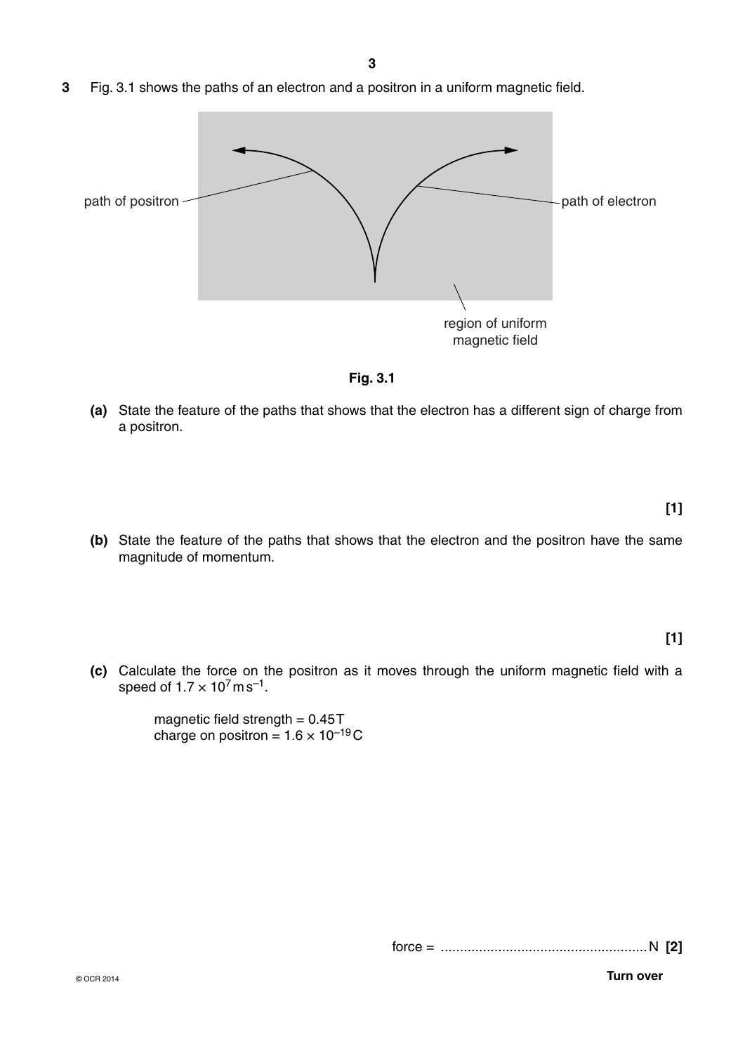**3** Fig. 3.1 shows the paths of an electron and a positron in a uniform magnetic field.

path of positron

path of electron

region of uniform magnetic field

**Fig. 3.1**

**(a)** State the feature of the paths that shows that the electron has a different sign of charge from a positron.

**[1]**

**(b)** State the feature of the paths that shows that the electron and the positron have the same magnitude of momentum.

**[1]**

**(c)** Calculate the force on the positron as it moves through the uniform magnetic field with a speed of $1.7 \times 10^7\,\text{m}\,\text{s}^{-1}$.

magnetic field strength = 0.45 T
charge on positron = $1.6 \times 10^{-19}$ C

force = ...................................................... N **[2]**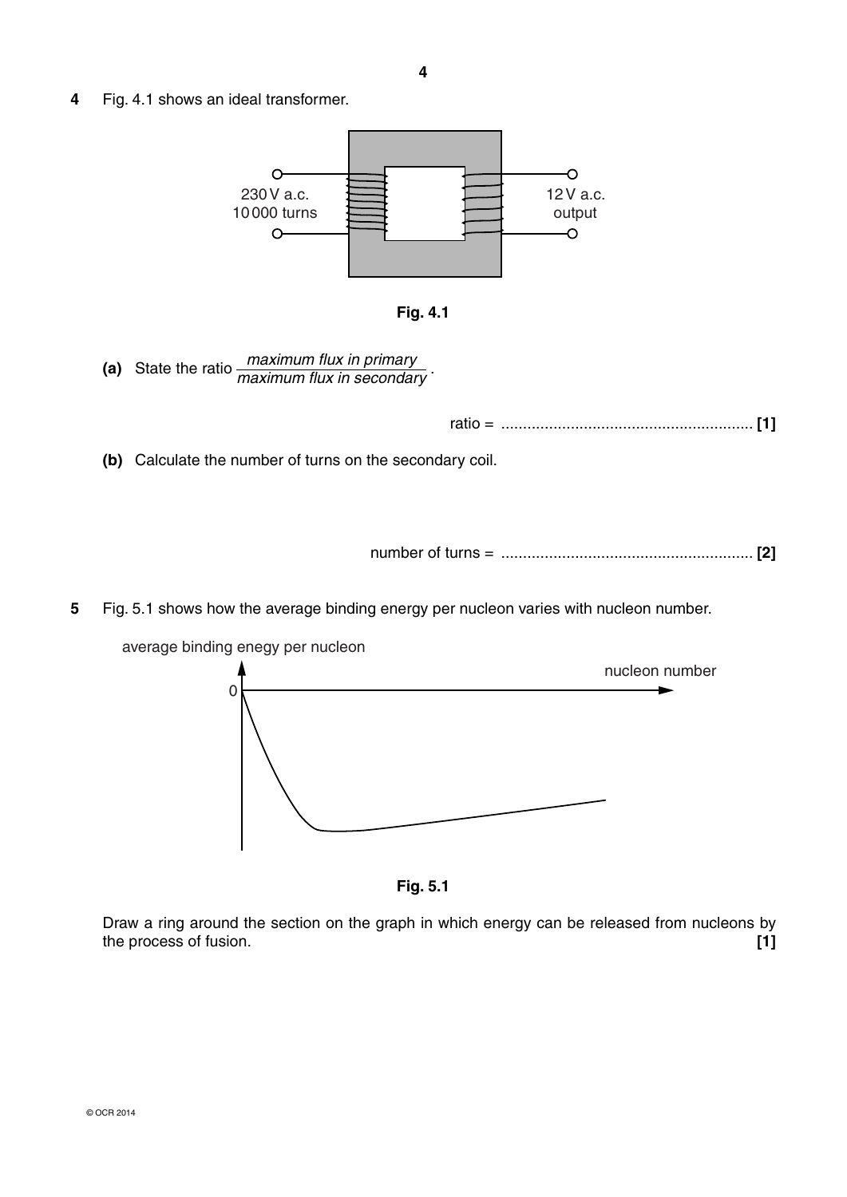**4** Fig. 4.1 shows an ideal transformer.

230 V a.c.
10 000 turns

12 V a.c.
output

**Fig. 4.1**

**(a)** State the ratio $\frac{\textit{maximum flux in primary}}{\textit{maximum flux in secondary}}$.

ratio = ......................................................... **[1]**

**(b)** Calculate the number of turns on the secondary coil.

number of turns = ......................................................... **[2]**

**5** Fig. 5.1 shows how the average binding energy per nucleon varies with nucleon number.

average binding enegy per nucleon

nucleon number

0

**Fig. 5.1**

Draw a ring around the section on the graph in which energy can be released from nucleons by the process of fusion. **[1]**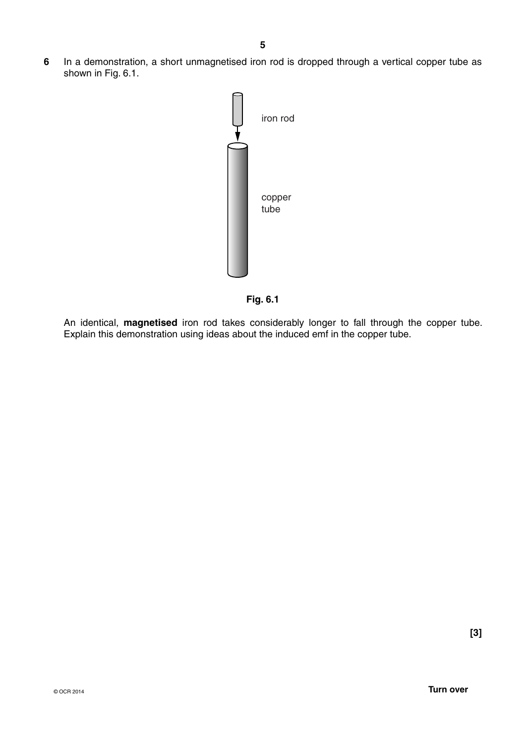**6** In a demonstration, a short unmagnetised iron rod is dropped through a vertical copper tube as shown in Fig. 6.1.

iron rod

copper tube

**Fig. 6.1**

An identical, **magnetised** iron rod takes considerably longer to fall through the copper tube. Explain this demonstration using ideas about the induced emf in the copper tube.

**[3]**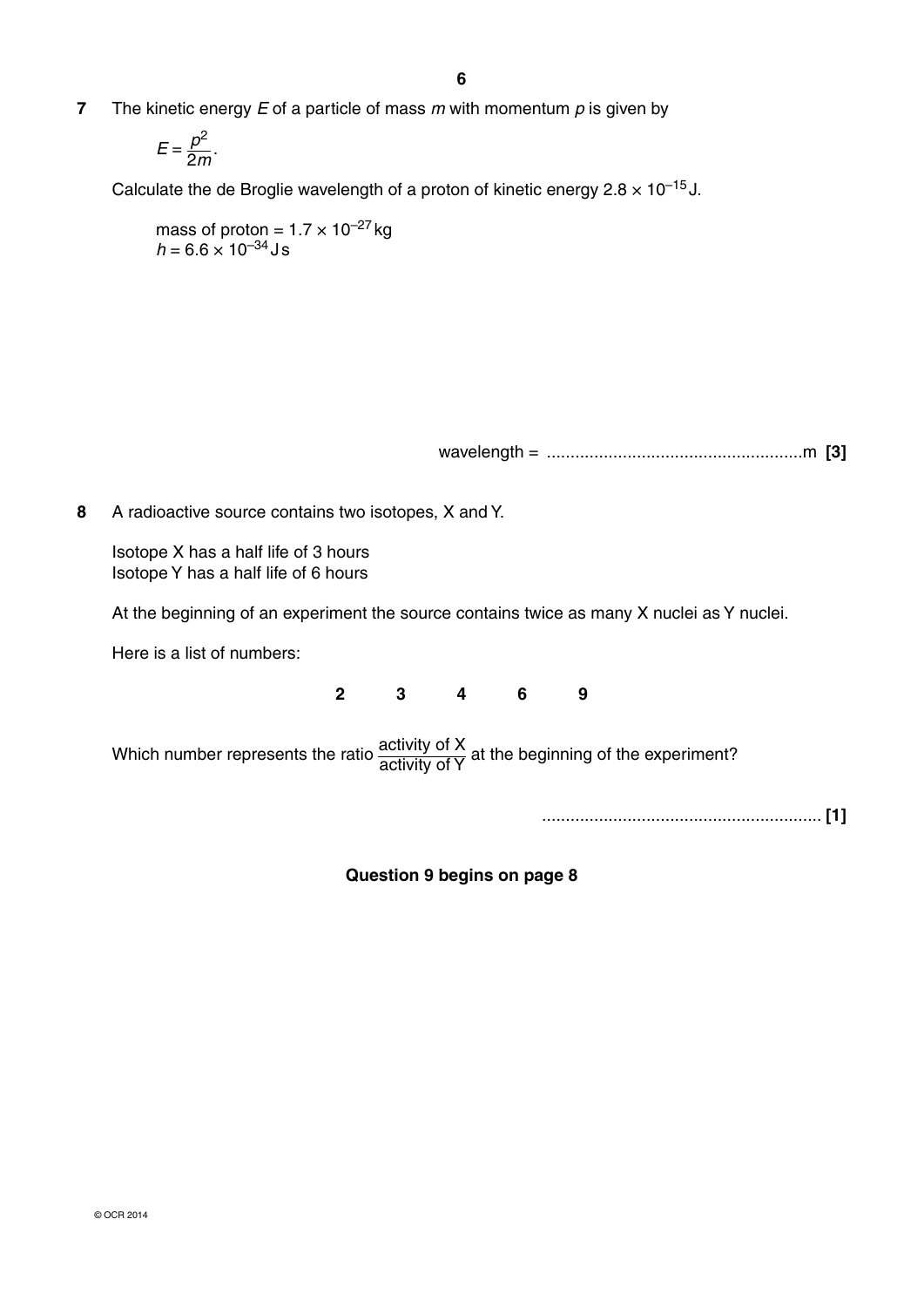**7** The kinetic energy $E$ of a particle of mass $m$ with momentum $p$ is given by

$$E = \frac{p^2}{2m}.$$

Calculate the de Broglie wavelength of a proton of kinetic energy $2.8 \times 10^{-15}$ J.

mass of proton = $1.7 \times 10^{-27}$ kg
$h = 6.6 \times 10^{-34}$ J s

wavelength = ...................................................... m **[3]**

**8** A radioactive source contains two isotopes, X and Y.

Isotope X has a half life of 3 hours
Isotope Y has a half life of 6 hours

At the beginning of an experiment the source contains twice as many X nuclei as Y nuclei.

Here is a list of numbers:

**2 3 4 6 9**

Which number represents the ratio $\frac{\text{activity of X}}{\text{activity of Y}}$ at the beginning of the experiment?

.......................................................... **[1]**

**Question 9 begins on page 8**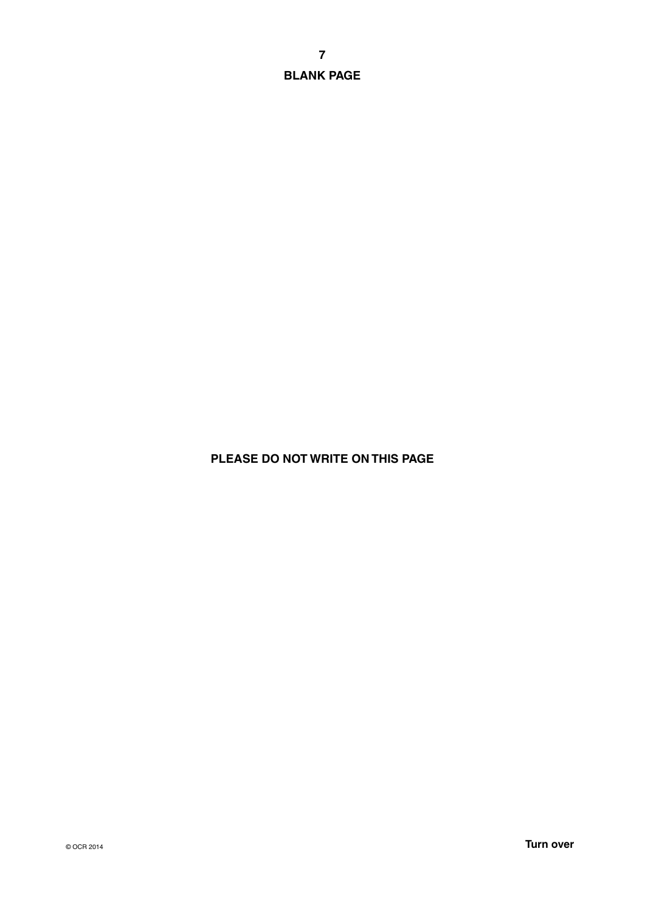**BLANK PAGE**

**PLEASE DO NOT WRITE ON THIS PAGE**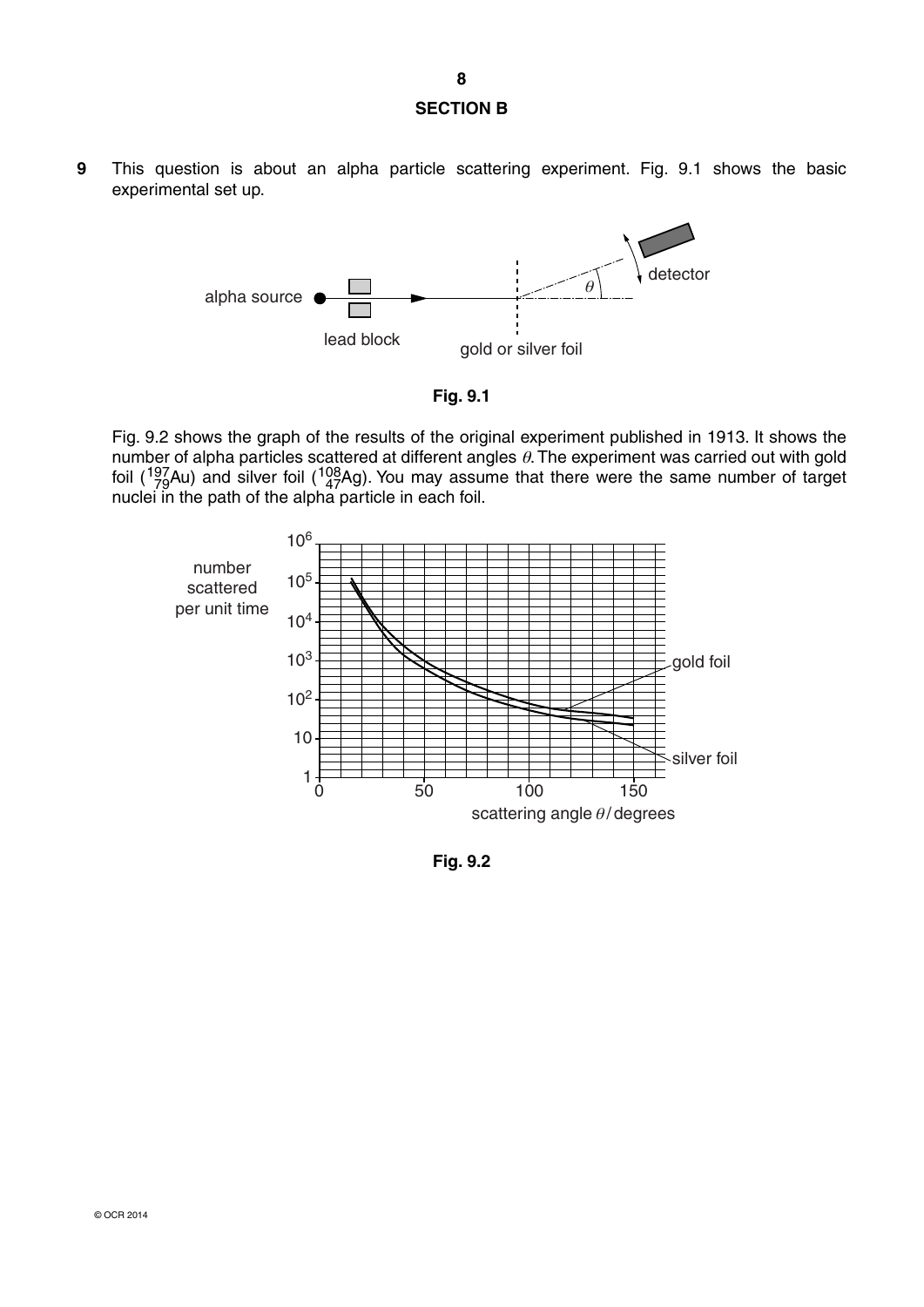## SECTION B

**9** This question is about an alpha particle scattering experiment. Fig. 9.1 shows the basic experimental set up.

alpha source, lead block, gold or silver foil, detector, $\theta$

**Fig. 9.1**

Fig. 9.2 shows the graph of the results of the original experiment published in 1913. It shows the number of alpha particles scattered at different angles $\theta$. The experiment was carried out with gold foil ($^{197}_{79}$Au) and silver foil ($^{108}_{47}$Ag). You may assume that there were the same number of target nuclei in the path of the alpha particle in each foil.

number scattered per unit time; scattering angle $\theta$/degrees; gold foil; silver foil

**Fig. 9.2**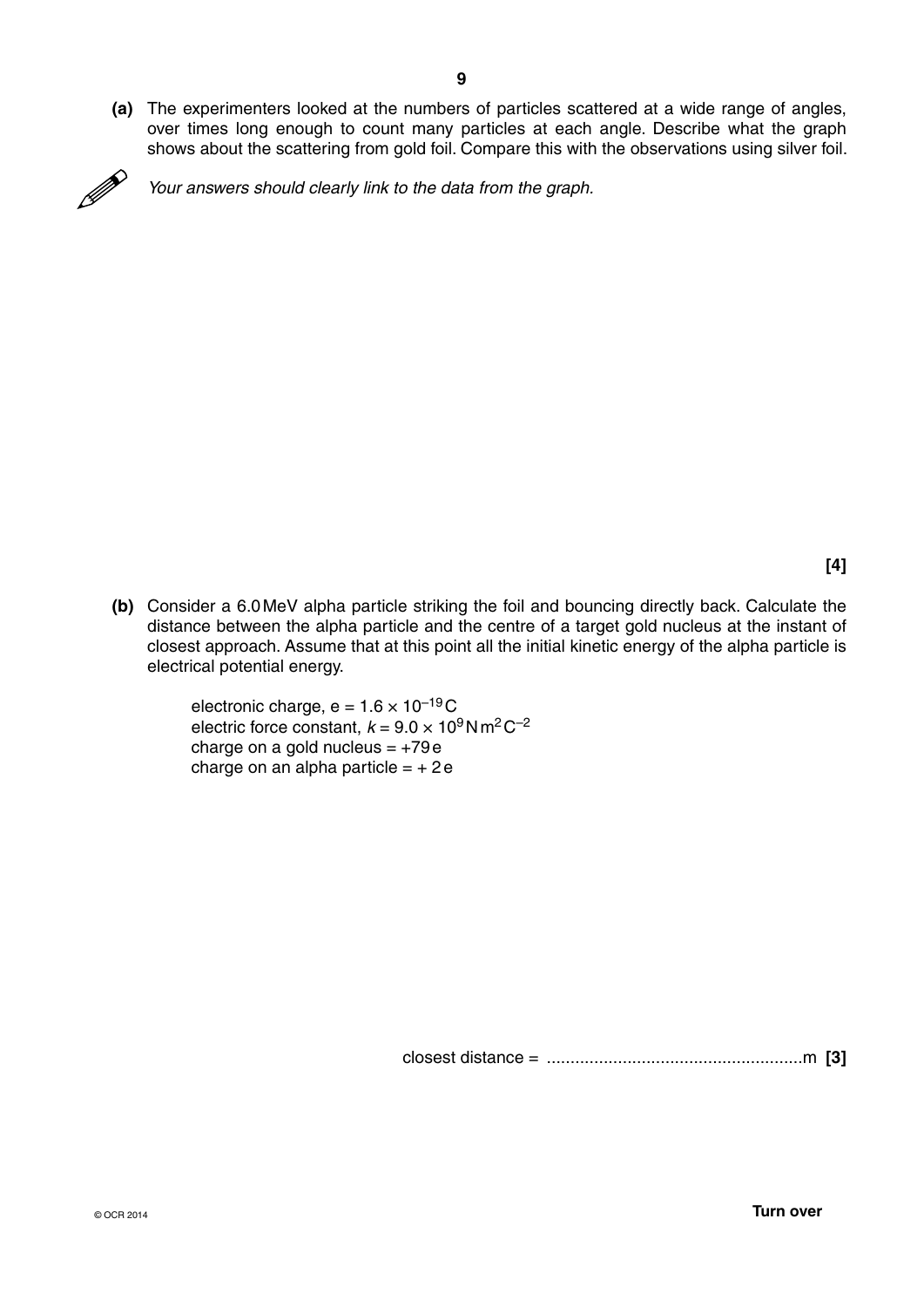**(a)** The experimenters looked at the numbers of particles scattered at a wide range of angles, over times long enough to count many particles at each angle. Describe what the graph shows about the scattering from gold foil. Compare this with the observations using silver foil.

*Your answers should clearly link to the data from the graph.*

**[4]**

**(b)** Consider a 6.0 MeV alpha particle striking the foil and bouncing directly back. Calculate the distance between the alpha particle and the centre of a target gold nucleus at the instant of closest approach. Assume that at this point all the initial kinetic energy of the alpha particle is electrical potential energy.

electronic charge, $e = 1.6 \times 10^{-19}$ C
electric force constant, $k = 9.0 \times 10^{9}$ N m$^{2}$ C$^{-2}$
charge on a gold nucleus = +79 e
charge on an alpha particle = + 2 e

closest distance = ...................................................... m **[3]**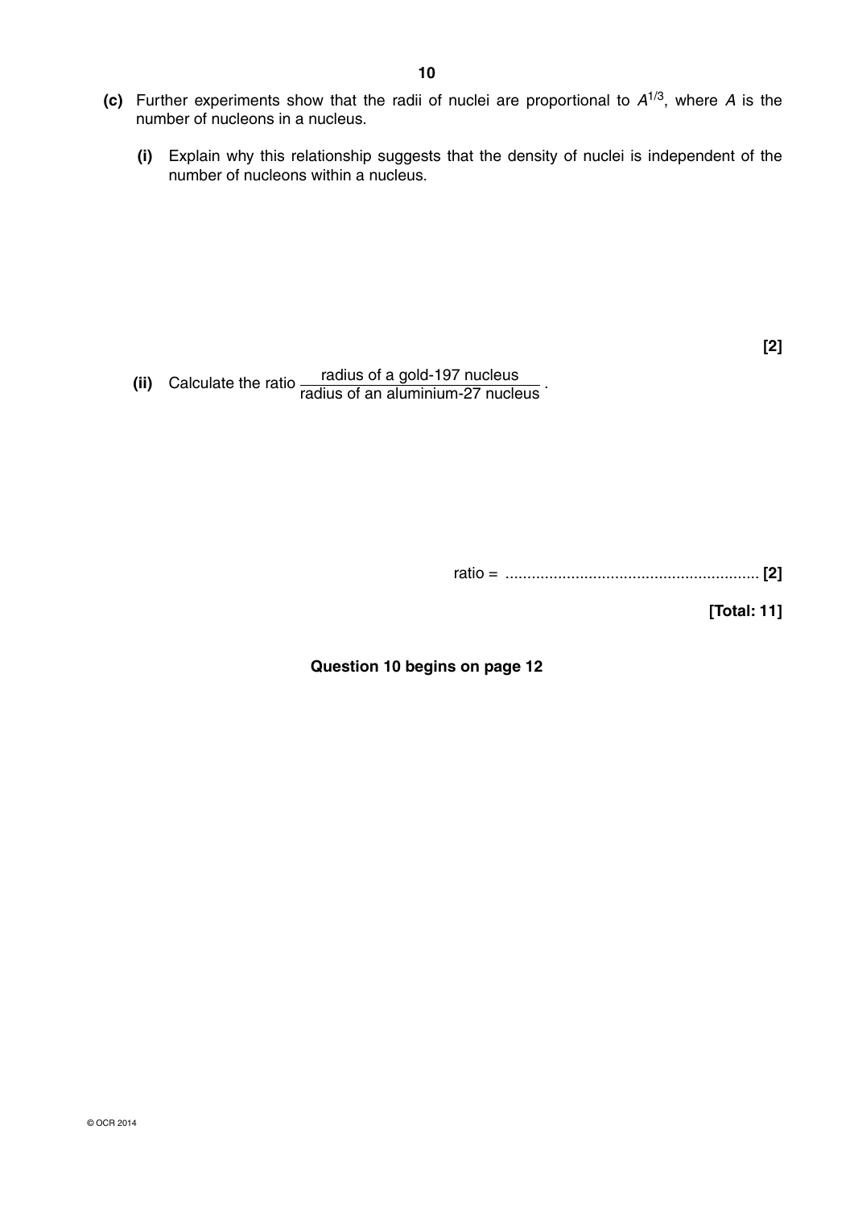**(c)** Further experiments show that the radii of nuclei are proportional to $A^{1/3}$, where $A$ is the number of nucleons in a nucleus.

**(i)** Explain why this relationship suggests that the density of nuclei is independent of the number of nucleons within a nucleus.

**[2]**

**(ii)** Calculate the ratio $\dfrac{\text{radius of a gold-197 nucleus}}{\text{radius of an aluminium-27 nucleus}}$.

ratio = ........................................................ **[2]**

**[Total: 11]**

**Question 10 begins on page 12**

© OCR 2014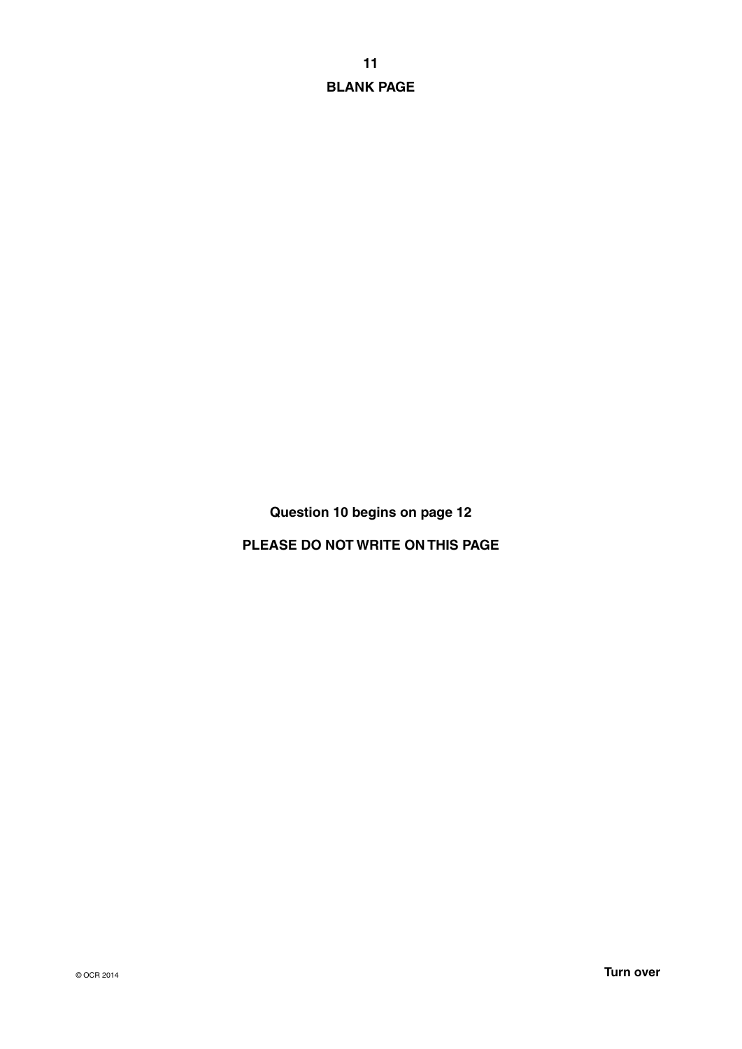**BLANK PAGE**

**Question 10 begins on page 12**

**PLEASE DO NOT WRITE ON THIS PAGE**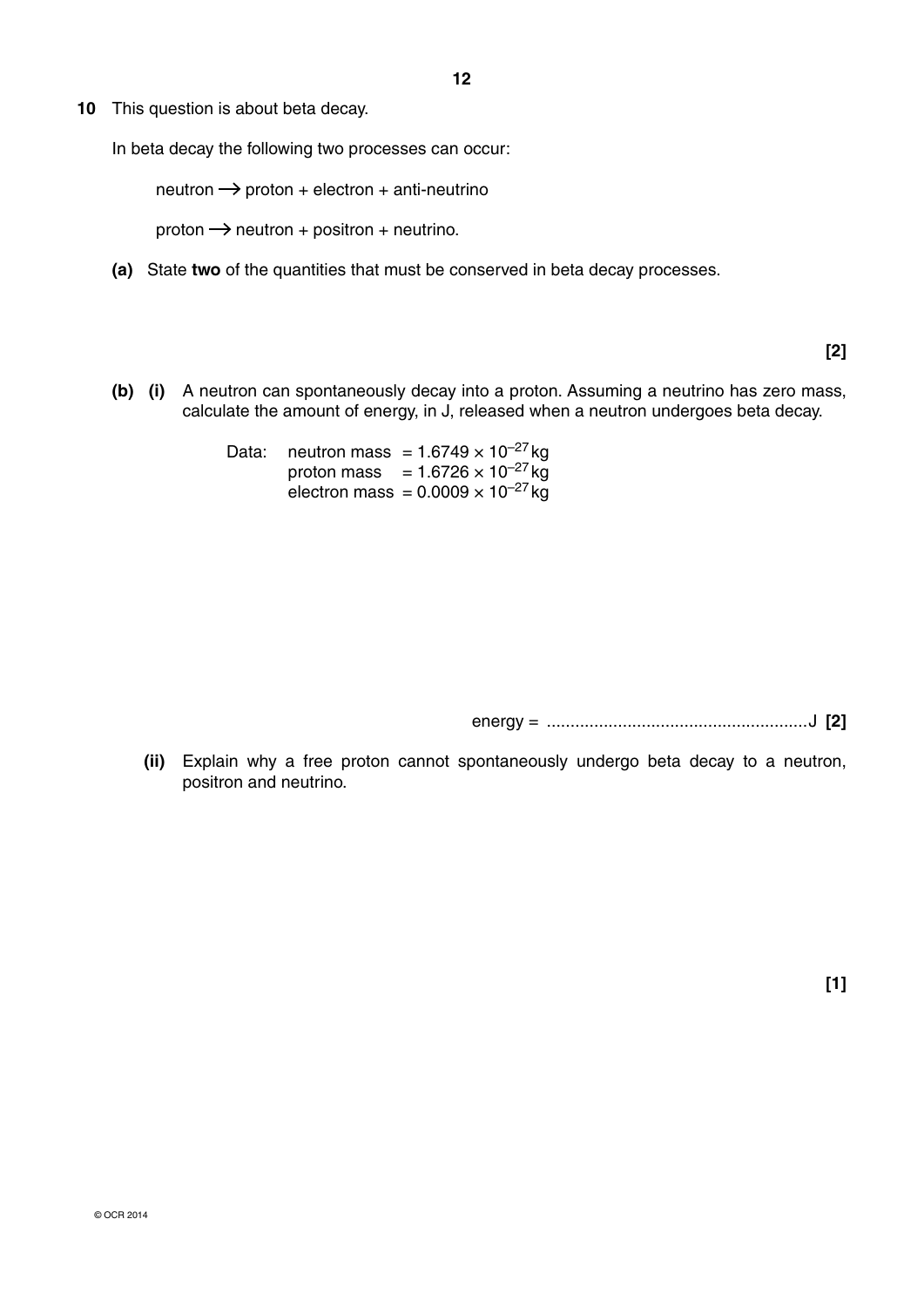**10** This question is about beta decay.

In beta decay the following two processes can occur:

neutron $\longrightarrow$ proton + electron + anti-neutrino

proton $\longrightarrow$ neutron + positron + neutrino.

**(a)** State **two** of the quantities that must be conserved in beta decay processes.

**[2]**

**(b) (i)** A neutron can spontaneously decay into a proton. Assuming a neutrino has zero mass, calculate the amount of energy, in J, released when a neutron undergoes beta decay.

Data: neutron mass $= 1.6749 \times 10^{-27}$ kg
proton mass $= 1.6726 \times 10^{-27}$ kg
electron mass $= 0.0009 \times 10^{-27}$ kg

energy = ........................................................J **[2]**

**(ii)** Explain why a free proton cannot spontaneously undergo beta decay to a neutron, positron and neutrino.

**[1]**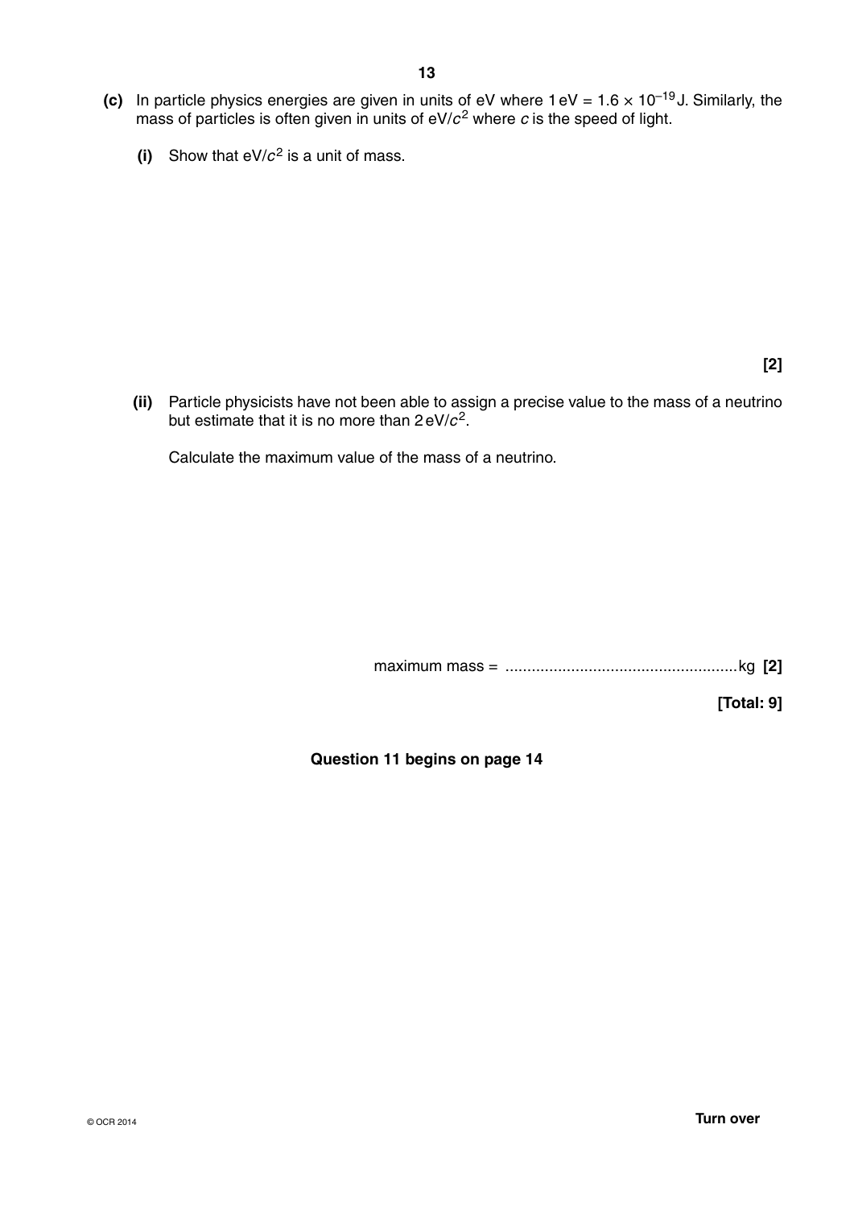**(c)** In particle physics energies are given in units of eV where $1\,\text{eV} = 1.6 \times 10^{-19}\,\text{J}$. Similarly, the mass of particles is often given in units of $\text{eV}/c^2$ where $c$ is the speed of light.

**(i)** Show that $\text{eV}/c^2$ is a unit of mass.

**[2]**

**(ii)** Particle physicists have not been able to assign a precise value to the mass of a neutrino but estimate that it is no more than $2\,\text{eV}/c^2$.

Calculate the maximum value of the mass of a neutrino.

maximum mass = ..................................................... kg **[2]**

**[Total: 9]**

**Question 11 begins on page 14**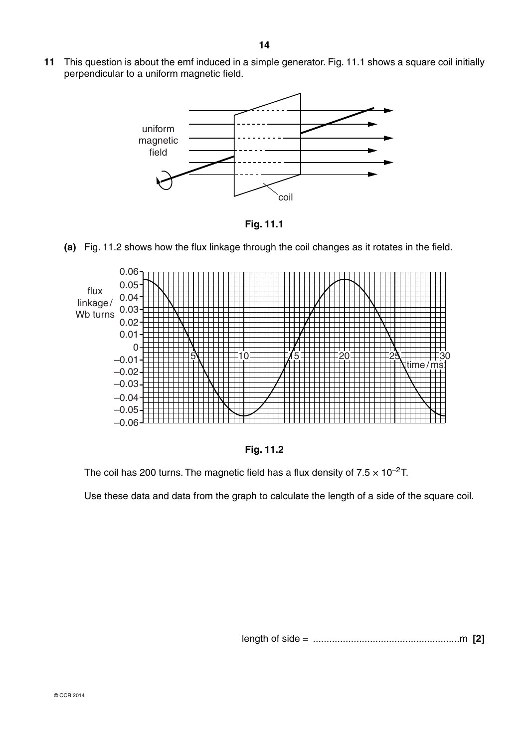**11** This question is about the emf induced in a simple generator. Fig. 11.1 shows a square coil initially perpendicular to a uniform magnetic field.

**Fig. 11.1**

**(a)** Fig. 11.2 shows how the flux linkage through the coil changes as it rotates in the field.

**Fig. 11.2**

The coil has 200 turns. The magnetic field has a flux density of $7.5 \times 10^{-2}$ T.

Use these data and data from the graph to calculate the length of a side of the square coil.

length of side = ...................................................... m **[2]**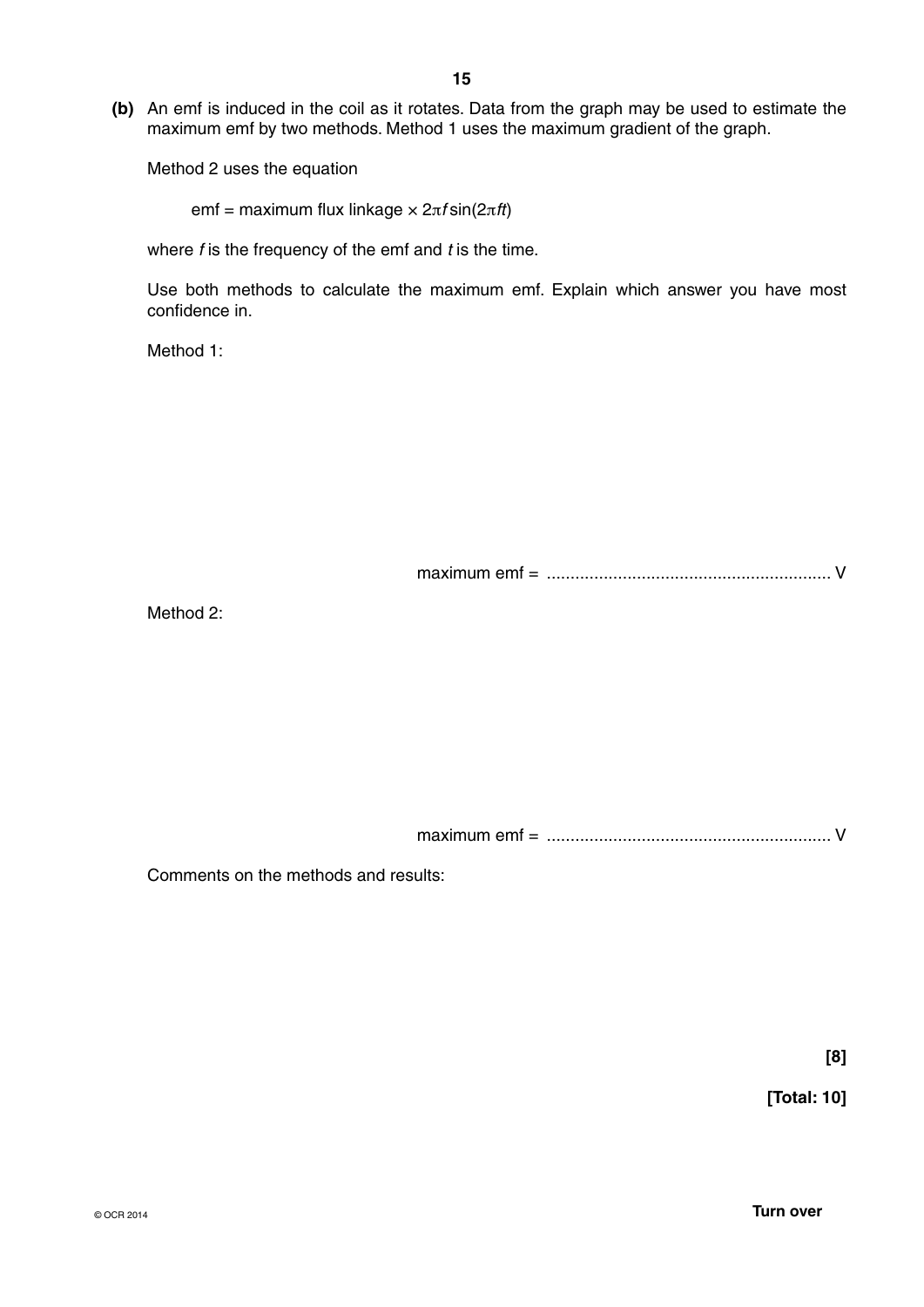**(b)** An emf is induced in the coil as it rotates. Data from the graph may be used to estimate the maximum emf by two methods. Method 1 uses the maximum gradient of the graph.

Method 2 uses the equation

emf = maximum flux linkage $\times 2\pi f \sin(2\pi ft)$

where $f$ is the frequency of the emf and $t$ is the time.

Use both methods to calculate the maximum emf. Explain which answer you have most confidence in.

Method 1:

maximum emf = ............................................................ V

Method 2:

maximum emf = ............................................................ V

Comments on the methods and results:

**[8]**

**[Total: 10]**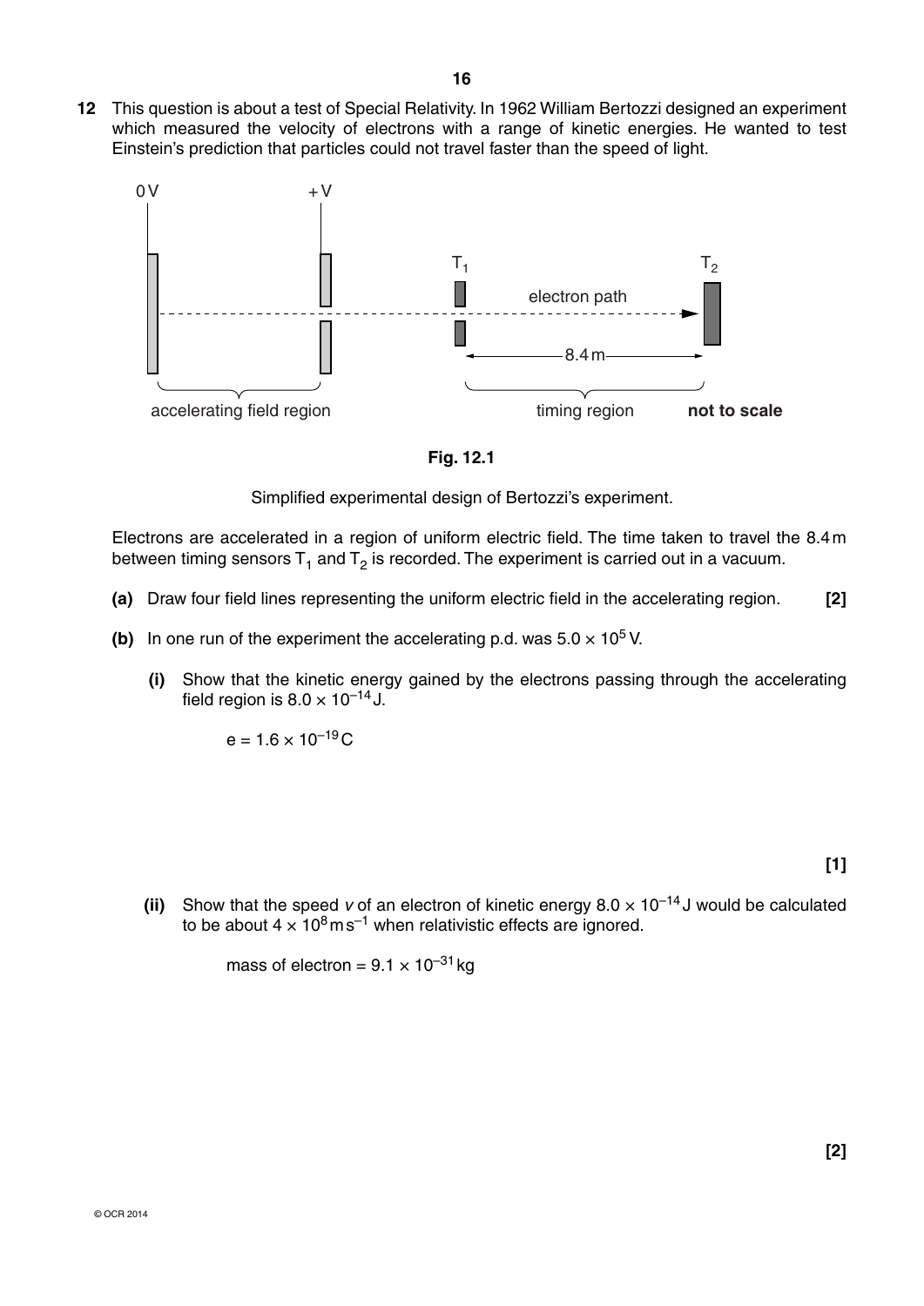**12** This question is about a test of Special Relativity. In 1962 William Bertozzi designed an experiment which measured the velocity of electrons with a range of kinetic energies. He wanted to test Einstein's prediction that particles could not travel faster than the speed of light.

**Fig. 12.1**

Simplified experimental design of Bertozzi's experiment.

Electrons are accelerated in a region of uniform electric field. The time taken to travel the 8.4 m between timing sensors $T_1$ and $T_2$ is recorded. The experiment is carried out in a vacuum.

**(a)** Draw four field lines representing the uniform electric field in the accelerating region. **[2]**

**(b)** In one run of the experiment the accelerating p.d. was $5.0 \times 10^5$ V.

**(i)** Show that the kinetic energy gained by the electrons passing through the accelerating field region is $8.0 \times 10^{-14}$ J.

$e = 1.6 \times 10^{-19}$ C

**[1]**

**(ii)** Show that the speed $v$ of an electron of kinetic energy $8.0 \times 10^{-14}$ J would be calculated to be about $4 \times 10^8\,\text{m}\,\text{s}^{-1}$ when relativistic effects are ignored.

mass of electron = $9.1 \times 10^{-31}$ kg

**[2]**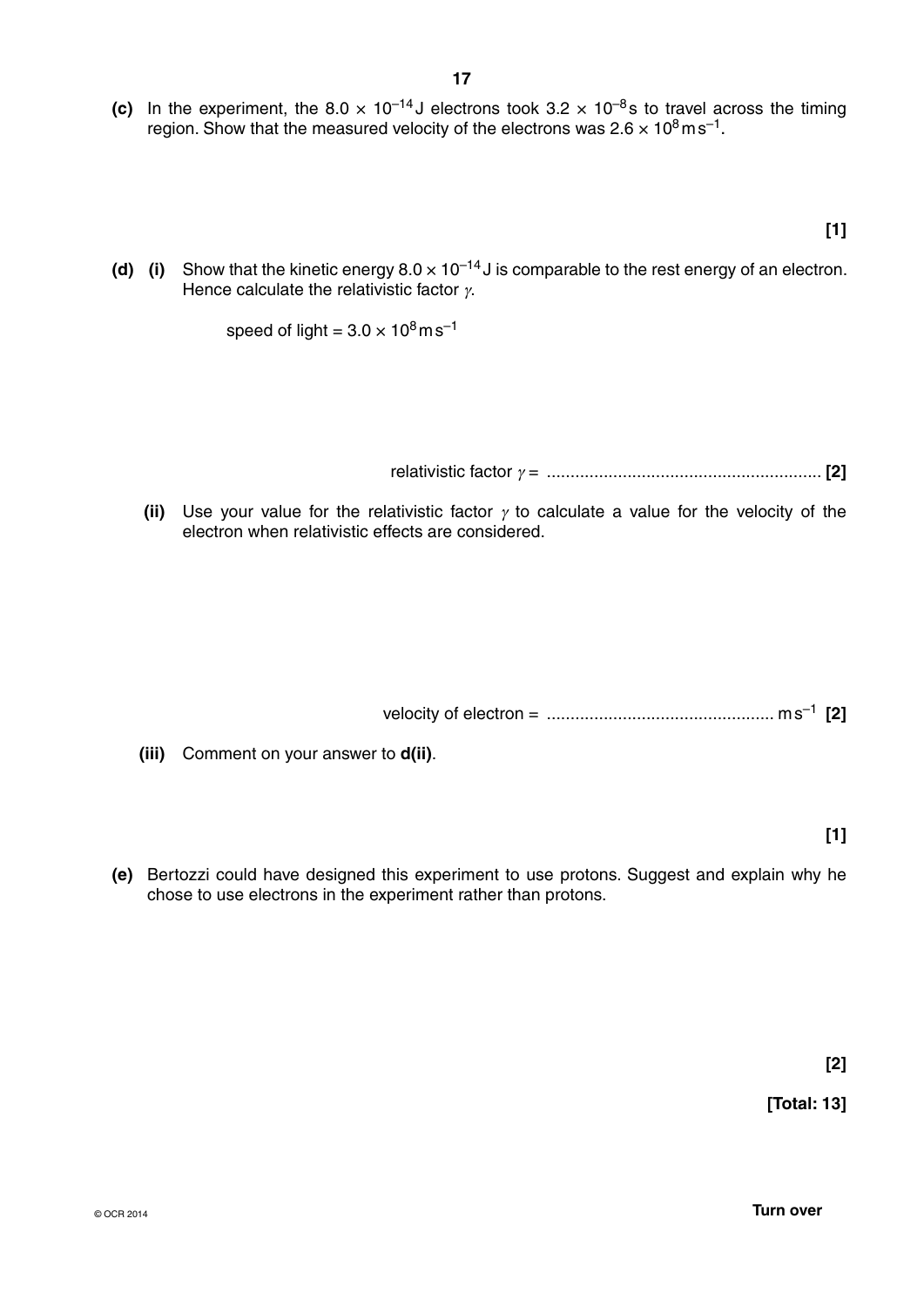**(c)** In the experiment, the $8.0 \times 10^{-14}$ J electrons took $3.2 \times 10^{-8}$ s to travel across the timing region. Show that the measured velocity of the electrons was $2.6 \times 10^{8}\,\text{m s}^{-1}$.

**[1]**

**(d) (i)** Show that the kinetic energy $8.0 \times 10^{-14}$ J is comparable to the rest energy of an electron. Hence calculate the relativistic factor $\gamma$.

speed of light = $3.0 \times 10^{8}\,\text{m s}^{-1}$

relativistic factor $\gamma$ = .......................................................... **[2]**

**(ii)** Use your value for the relativistic factor $\gamma$ to calculate a value for the velocity of the electron when relativistic effects are considered.

velocity of electron = ............................................... $\text{m s}^{-1}$ **[2]**

**(iii)** Comment on your answer to **d(ii)**.

**[1]**

**(e)** Bertozzi could have designed this experiment to use protons. Suggest and explain why he chose to use electrons in the experiment rather than protons.

**[2]**

**[Total: 13]**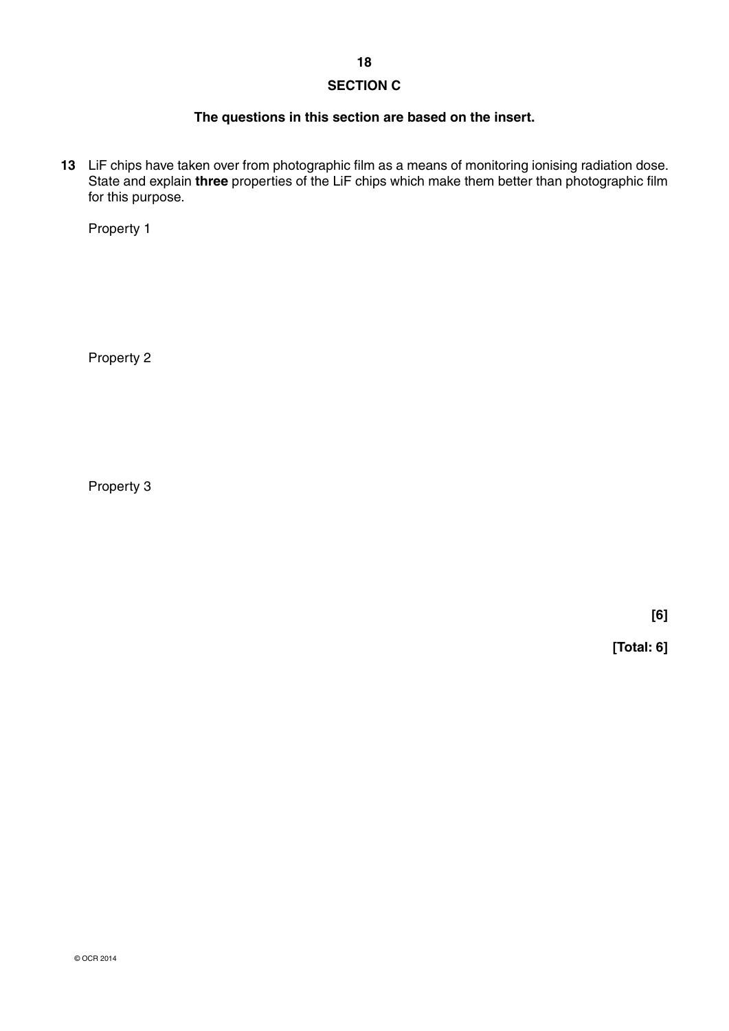## SECTION C

**The questions in this section are based on the insert.**

**13** LiF chips have taken over from photographic film as a means of monitoring ionising radiation dose. State and explain **three** properties of the LiF chips which make them better than photographic film for this purpose.

Property 1

Property 2

Property 3

**[6]**

**[Total: 6]**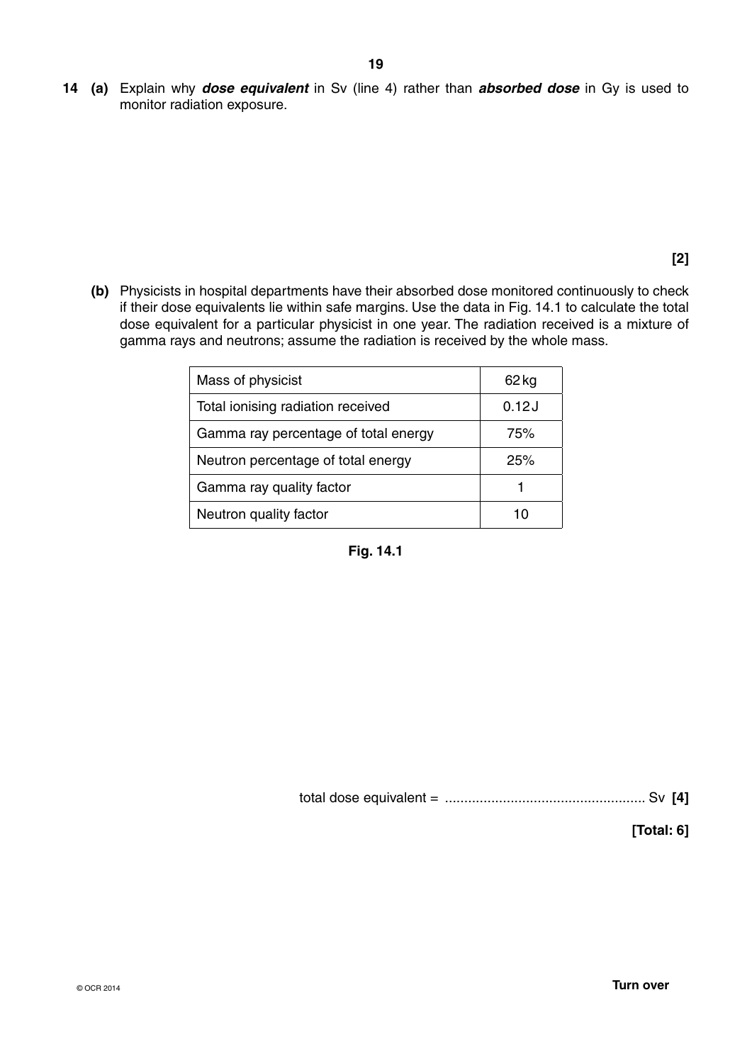**14 (a)** Explain why ***dose equivalent*** in Sv (line 4) rather than ***absorbed dose*** in Gy is used to monitor radiation exposure.

**[2]**

**(b)** Physicists in hospital departments have their absorbed dose monitored continuously to check if their dose equivalents lie within safe margins. Use the data in Fig. 14.1 to calculate the total dose equivalent for a particular physicist in one year. The radiation received is a mixture of gamma rays and neutrons; assume the radiation is received by the whole mass.

| | |
|---|---|
| Mass of physicist | 62 kg |
| Total ionising radiation received | 0.12 J |
| Gamma ray percentage of total energy | 75% |
| Neutron percentage of total energy | 25% |
| Gamma ray quality factor | 1 |
| Neutron quality factor | 10 |

**Fig. 14.1**

total dose equivalent = ................................................... Sv **[4]**

**[Total: 6]**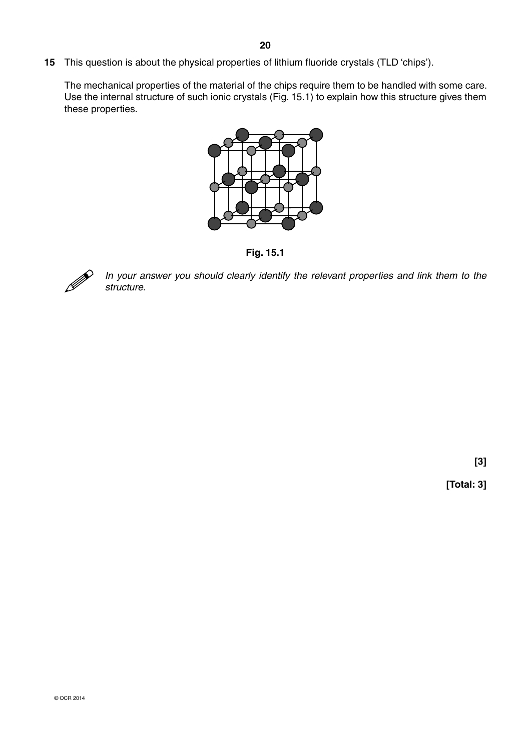**15** This question is about the physical properties of lithium fluoride crystals (TLD 'chips').

The mechanical properties of the material of the chips require them to be handled with some care. Use the internal structure of such ionic crystals (Fig. 15.1) to explain how this structure gives them these properties.

**Fig. 15.1**

*In your answer you should clearly identify the relevant properties and link them to the structure.*

**[3]**

**[Total: 3]**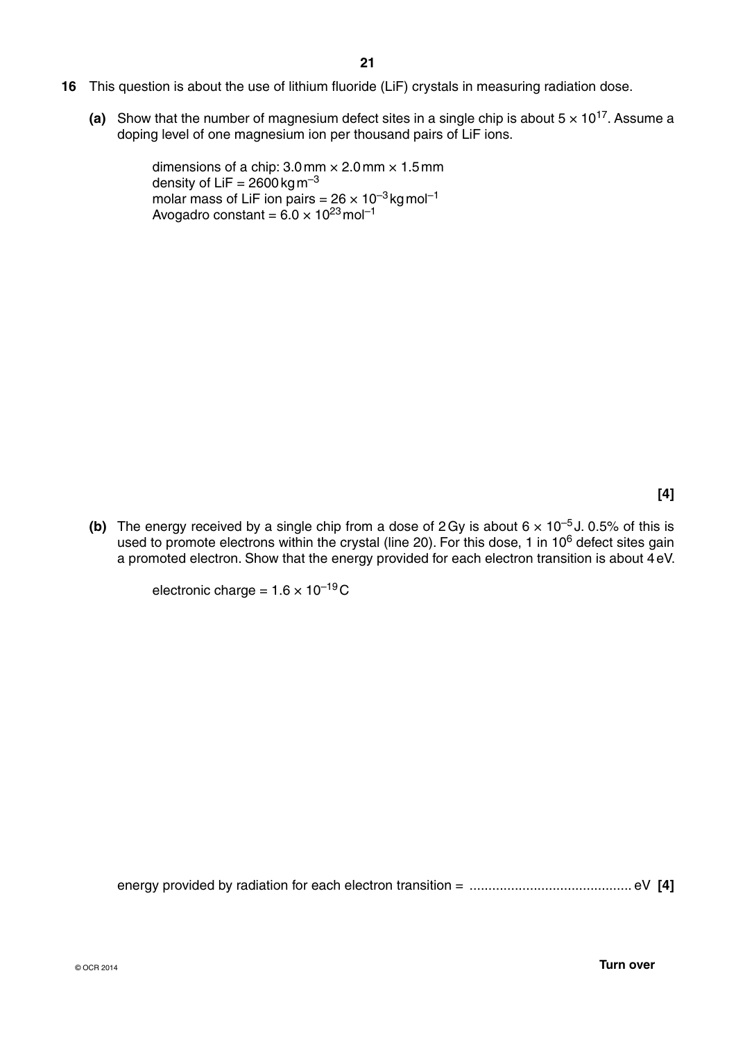**16** This question is about the use of lithium fluoride (LiF) crystals in measuring radiation dose.

**(a)** Show that the number of magnesium defect sites in a single chip is about $5 \times 10^{17}$. Assume a doping level of one magnesium ion per thousand pairs of LiF ions.

dimensions of a chip: $3.0\,\text{mm} \times 2.0\,\text{mm} \times 1.5\,\text{mm}$
density of LiF = $2600\,\text{kg}\,\text{m}^{-3}$
molar mass of LiF ion pairs = $26 \times 10^{-3}\,\text{kg}\,\text{mol}^{-1}$
Avogadro constant = $6.0 \times 10^{23}\,\text{mol}^{-1}$

**[4]**

**(b)** The energy received by a single chip from a dose of 2 Gy is about $6 \times 10^{-5}$ J. 0.5% of this is used to promote electrons within the crystal (line 20). For this dose, 1 in $10^6$ defect sites gain a promoted electron. Show that the energy provided for each electron transition is about 4 eV.

electronic charge = $1.6 \times 10^{-19}$ C

energy provided by radiation for each electron transition = .......................................... eV **[4]**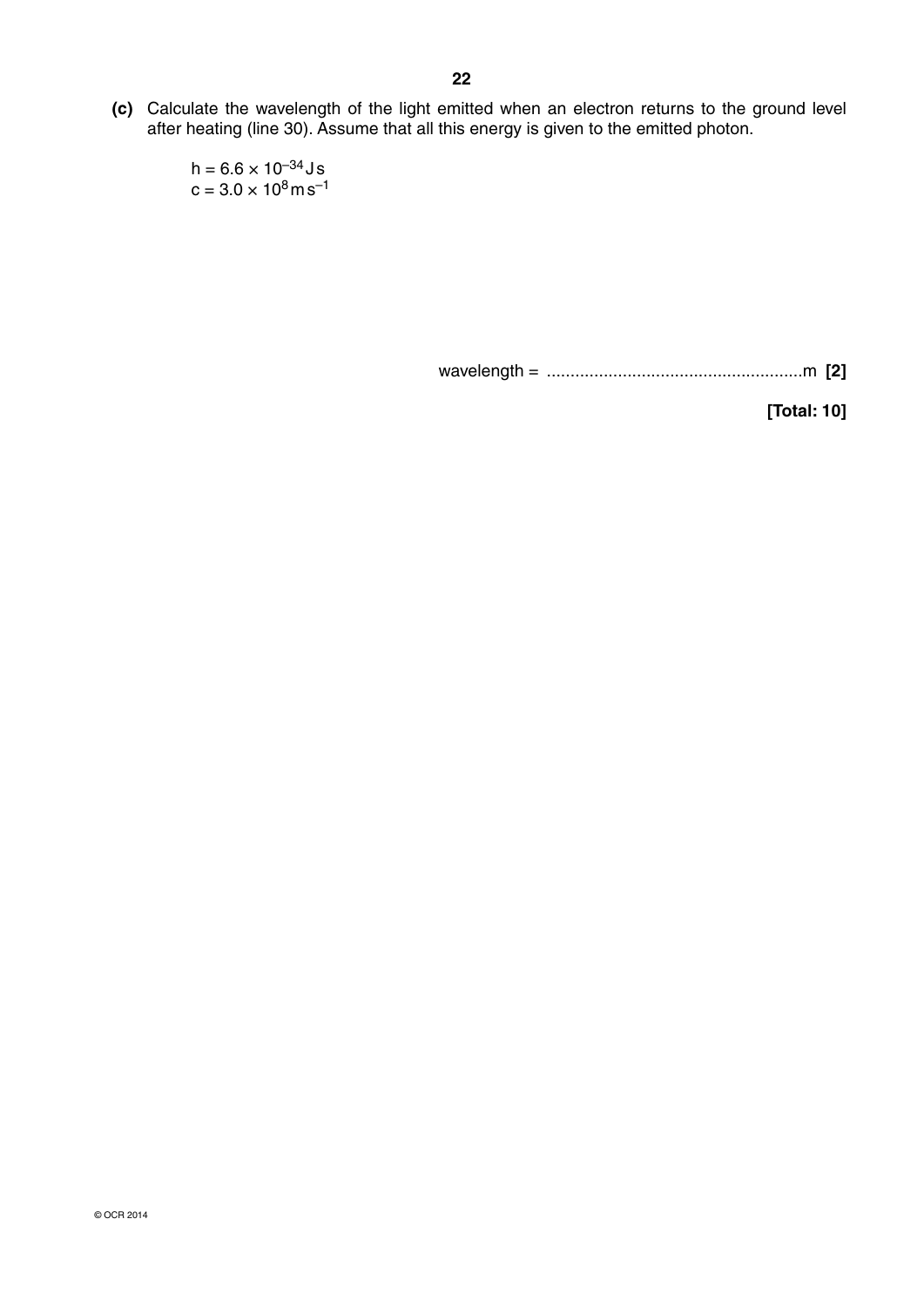**(c)** Calculate the wavelength of the light emitted when an electron returns to the ground level after heating (line 30). Assume that all this energy is given to the emitted photon.

$h = 6.6 \times 10^{-34}\,\text{J s}$
$c = 3.0 \times 10^{8}\,\text{m s}^{-1}$

wavelength = ......................................................m **[2]**

**[Total: 10]**

© OCR 2014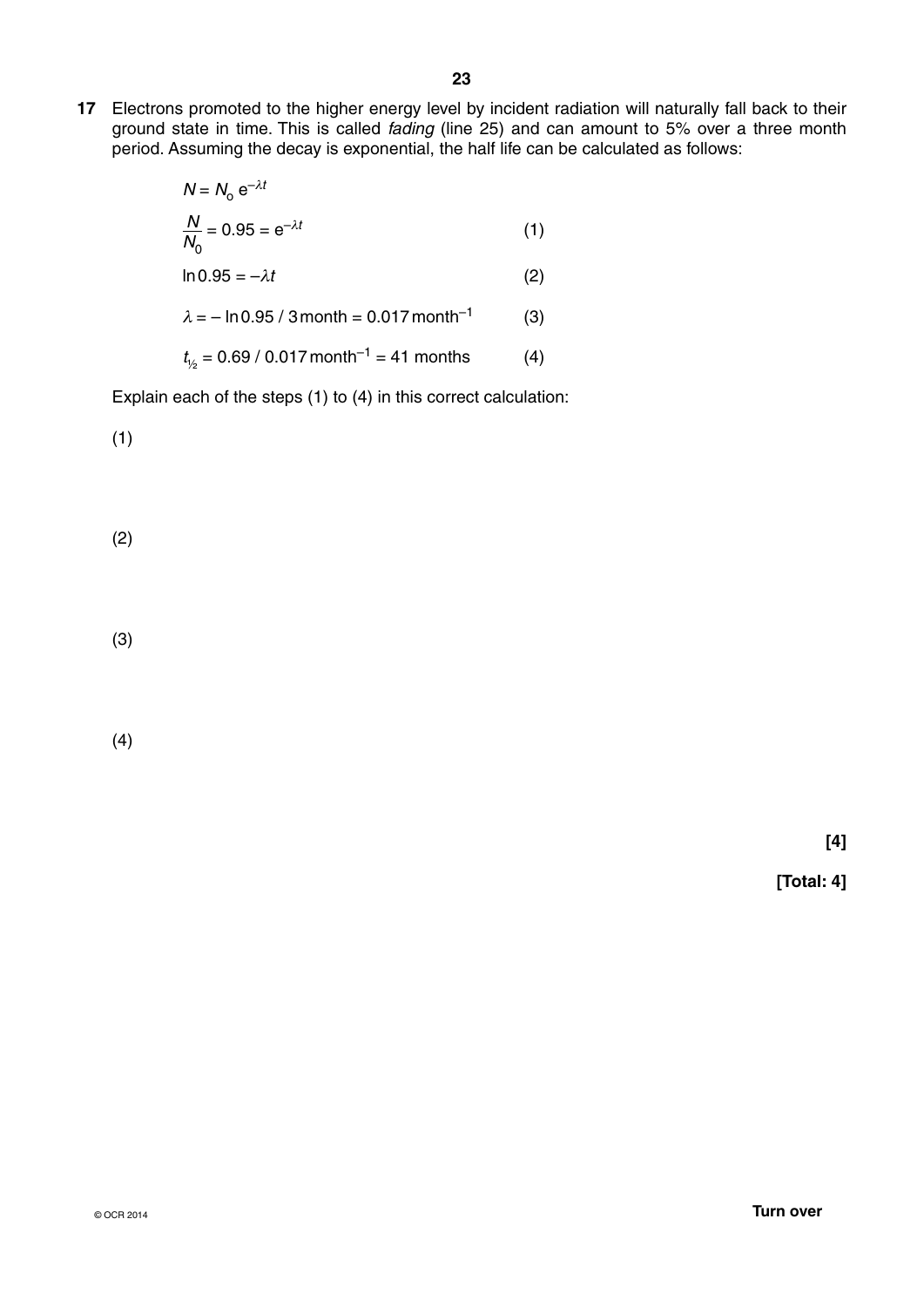**17** Electrons promoted to the higher energy level by incident radiation will naturally fall back to their ground state in time. This is called *fading* (line 25) and can amount to 5% over a three month period. Assuming the decay is exponential, the half life can be calculated as follows:

$$N = N_o\, e^{-\lambda t}$$

$$\frac{N}{N_0} = 0.95 = e^{-\lambda t} \qquad (1)$$

$$\ln 0.95 = -\lambda t \qquad (2)$$

$$\lambda = -\ln 0.95 \,/\, 3\,\text{month} = 0.017\,\text{month}^{-1} \qquad (3)$$

$$t_{1/2} = 0.69 \,/\, 0.017\,\text{month}^{-1} = 41 \text{ months} \qquad (4)$$

Explain each of the steps (1) to (4) in this correct calculation:

(1)

(2)

(3)

(4)

**[4]**

**[Total: 4]**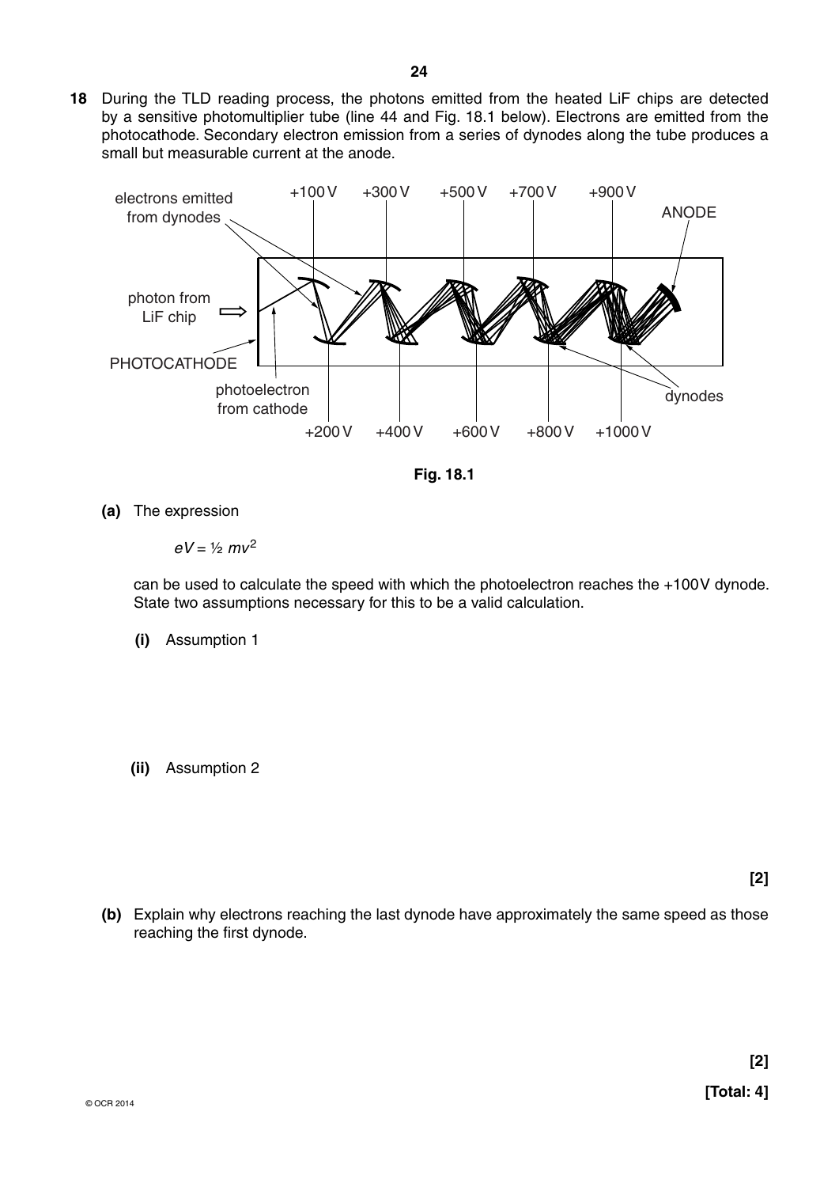**18** During the TLD reading process, the photons emitted from the heated LiF chips are detected by a sensitive photomultiplier tube (line 44 and Fig. 18.1 below). Electrons are emitted from the photocathode. Secondary electron emission from a series of dynodes along the tube produces a small but measurable current at the anode.

Fig. 18.1

**(a)** The expression

$eV = ½\ mv^2$

can be used to calculate the speed with which the photoelectron reaches the +100V dynode. State two assumptions necessary for this to be a valid calculation.

**(i)** Assumption 1

**(ii)** Assumption 2

**[2]**

**(b)** Explain why electrons reaching the last dynode have approximately the same speed as those reaching the first dynode.

**[2]**

**[Total: 4]**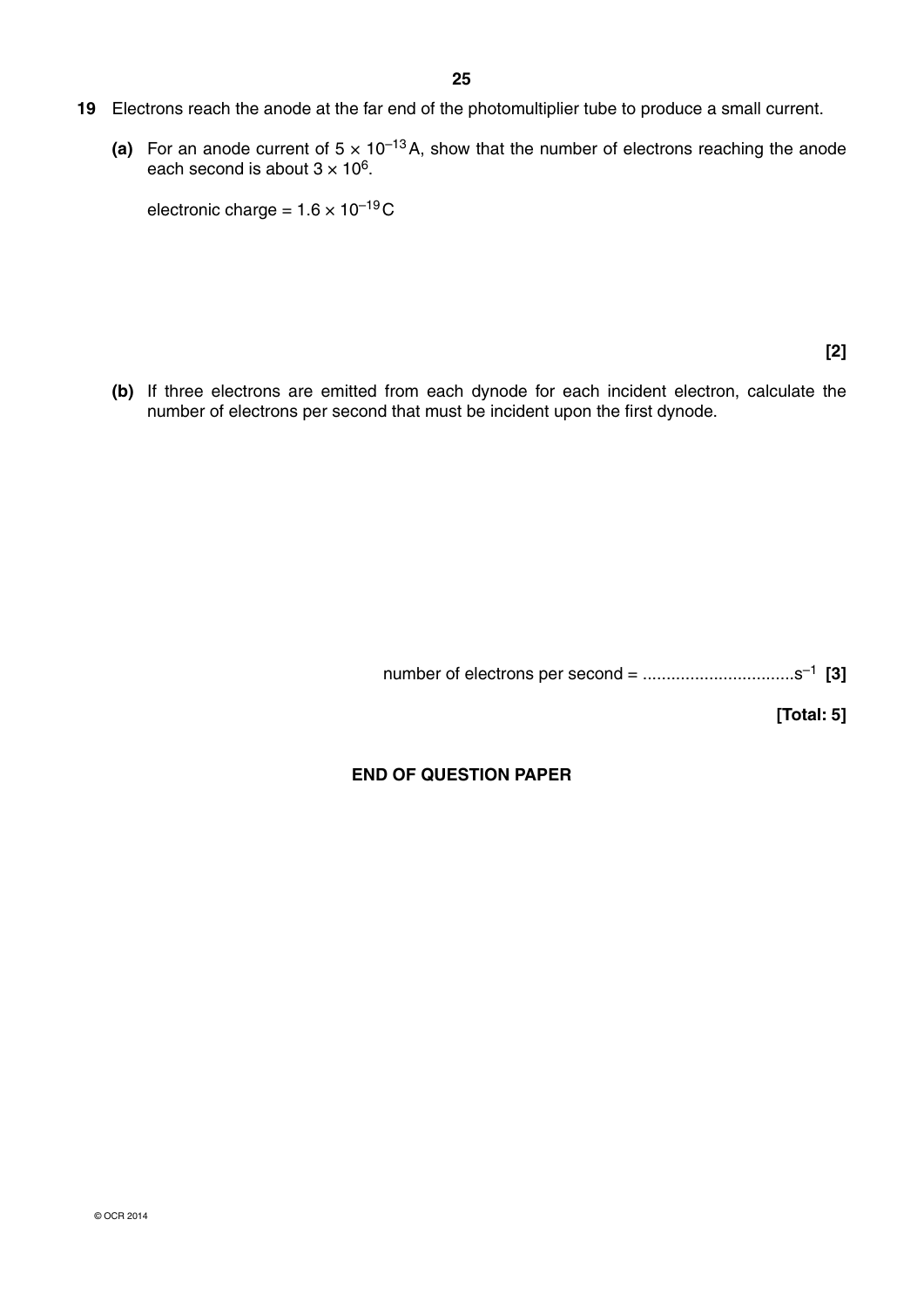**19** Electrons reach the anode at the far end of the photomultiplier tube to produce a small current.

**(a)** For an anode current of $5 \times 10^{-13}$ A, show that the number of electrons reaching the anode each second is about $3 \times 10^{6}$.

electronic charge = $1.6 \times 10^{-19}$ C

**[2]**

**(b)** If three electrons are emitted from each dynode for each incident electron, calculate the number of electrons per second that must be incident upon the first dynode.

number of electrons per second = ................................$s^{-1}$ **[3]**

**[Total: 5]**

**END OF QUESTION PAPER**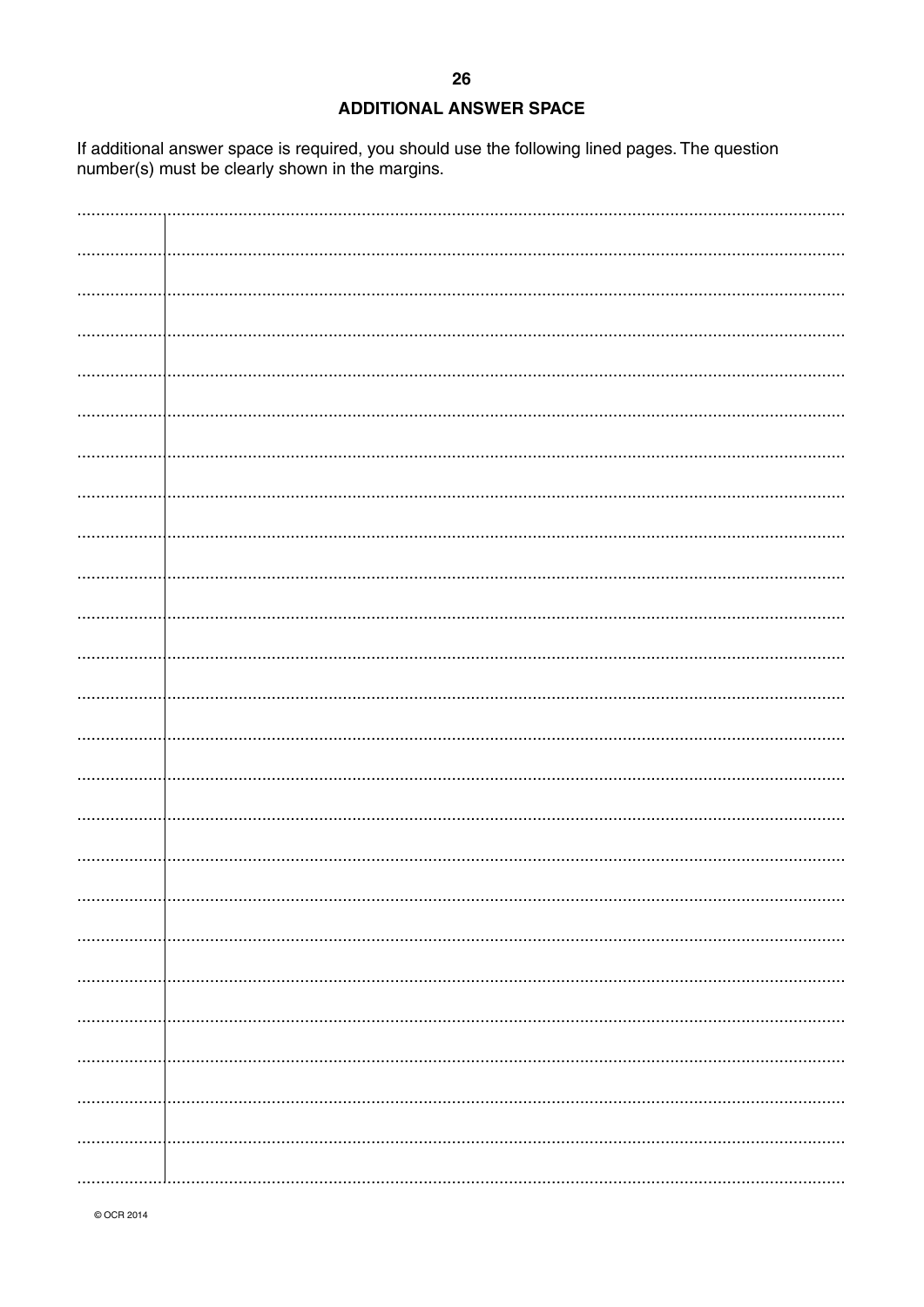## ADDITIONAL ANSWER SPACE

If additional answer space is required, you should use the following lined pages. The question number(s) must be clearly shown in the margins.

© OCR 2014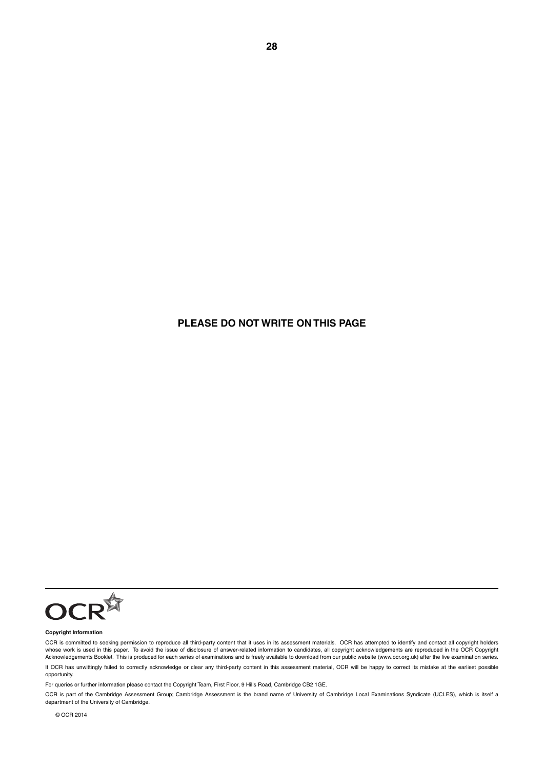**PLEASE DO NOT WRITE ON THIS PAGE**

OCR

**Copyright Information**

OCR is committed to seeking permission to reproduce all third-party content that it uses in its assessment materials. OCR has attempted to identify and contact all copyright holders whose work is used in this paper. To avoid the issue of disclosure of answer-related information to candidates, all copyright acknowledgements are reproduced in the OCR Copyright Acknowledgements Booklet. This is produced for each series of examinations and is freely available to download from our public website (www.ocr.org.uk) after the live examination series.

If OCR has unwittingly failed to correctly acknowledge or clear any third-party content in this assessment material, OCR will be happy to correct its mistake at the earliest possible opportunity.

For queries or further information please contact the Copyright Team, First Floor, 9 Hills Road, Cambridge CB2 1GE.

OCR is part of the Cambridge Assessment Group; Cambridge Assessment is the brand name of University of Cambridge Local Examinations Syndicate (UCLES), which is itself a department of the University of Cambridge.

© OCR 2014